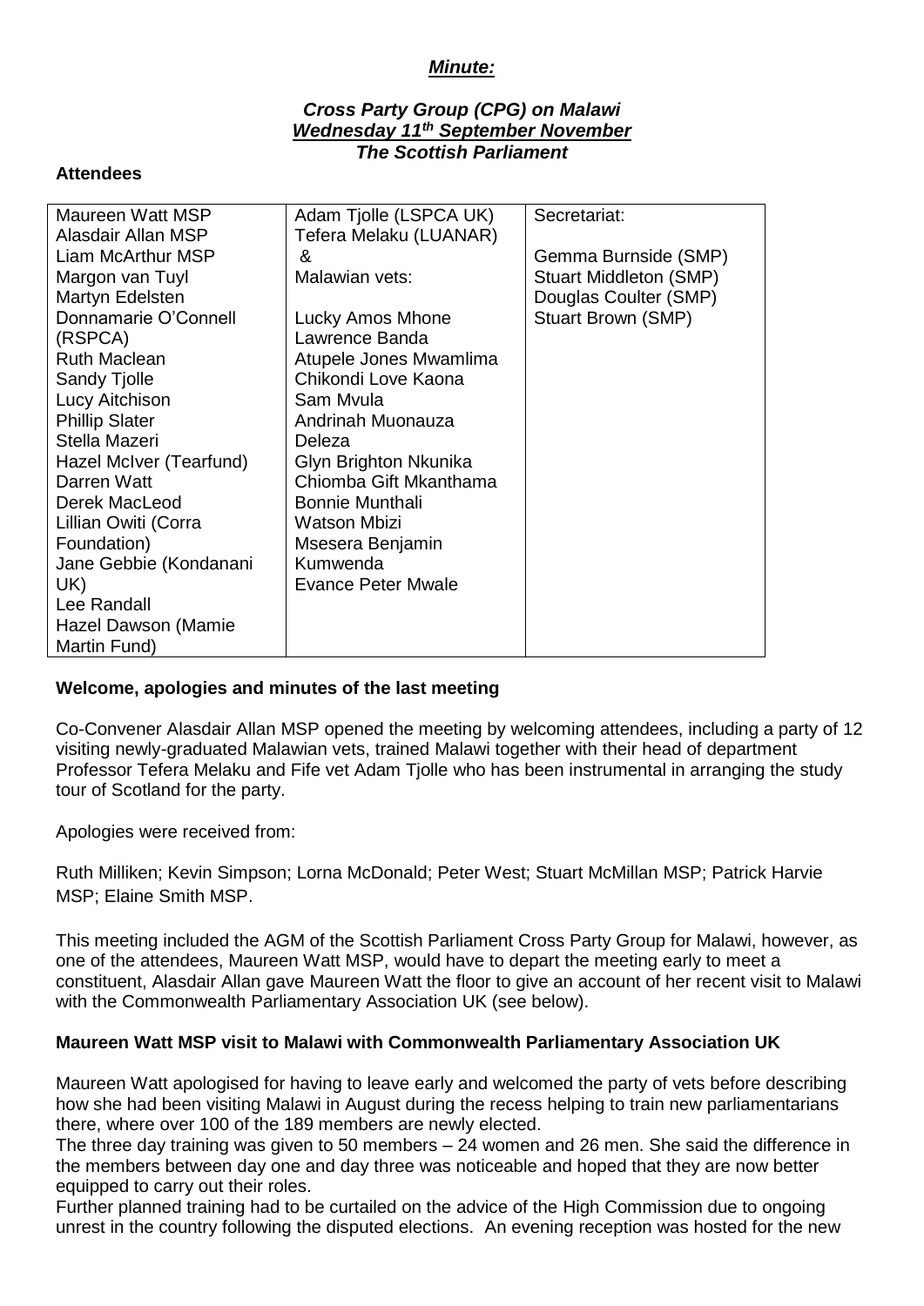# *Minute:*

### *Cross Party Group (CPG) on Malawi*
### *Wednesday 11th September November*
### *The Scottish Parliament*

**Attendees**

| | | |
|---|---|---|
| Maureen Watt MSP<br>Alasdair Allan MSP<br>Liam McArthur MSP<br>Margon van Tuyl<br>Martyn Edelsten<br>Donnamarie O'Connell (RSPCA)<br>Ruth Maclean<br>Sandy Tjolle<br>Lucy Aitchison<br>Phillip Slater<br>Stella Mazeri<br>Hazel McIver (Tearfund)<br>Darren Watt<br>Derek MacLeod<br>Lillian Owiti (Corra Foundation)<br>Jane Gebbie (Kondanani UK)<br>Lee Randall<br>Hazel Dawson (Mamie Martin Fund) | Adam Tjolle (LSPCA UK)<br>Tefera Melaku (LUANAR)<br>&<br>Malawian vets:<br><br>Lucky Amos Mhone<br>Lawrence Banda<br>Atupele Jones Mwamlima<br>Chikondi Love Kaona<br>Sam Mvula<br>Andrinah Muonauza<br>Deleza<br>Glyn Brighton Nkunika<br>Chiomba Gift Mkanthama<br>Bonnie Munthali<br>Watson Mbizi<br>Msesera Benjamin<br>Kumwenda<br>Evance Peter Mwale | Secretariat:<br><br>Gemma Burnside (SMP)<br>Stuart Middleton (SMP)<br>Douglas Coulter (SMP)<br>Stuart Brown (SMP) |

**Welcome, apologies and minutes of the last meeting**

Co-Convener Alasdair Allan MSP opened the meeting by welcoming attendees, including a party of 12 visiting newly-graduated Malawian vets, trained Malawi together with their head of department Professor Tefera Melaku and Fife vet Adam Tjolle who has been instrumental in arranging the study tour of Scotland for the party.

Apologies were received from:

Ruth Milliken; Kevin Simpson; Lorna McDonald; Peter West; Stuart McMillan MSP; Patrick Harvie MSP; Elaine Smith MSP.

This meeting included the AGM of the Scottish Parliament Cross Party Group for Malawi, however, as one of the attendees, Maureen Watt MSP, would have to depart the meeting early to meet a constituent, Alasdair Allan gave Maureen Watt the floor to give an account of her recent visit to Malawi with the Commonwealth Parliamentary Association UK (see below).

**Maureen Watt MSP visit to Malawi with Commonwealth Parliamentary Association UK**

Maureen Watt apologised for having to leave early and welcomed the party of vets before describing how she had been visiting Malawi in August during the recess helping to train new parliamentarians there, where over 100 of the 189 members are newly elected.

The three day training was given to 50 members – 24 women and 26 men. She said the difference in the members between day one and day three was noticeable and hoped that they are now better equipped to carry out their roles.

Further planned training had to be curtailed on the advice of the High Commission due to ongoing unrest in the country following the disputed elections. An evening reception was hosted for the new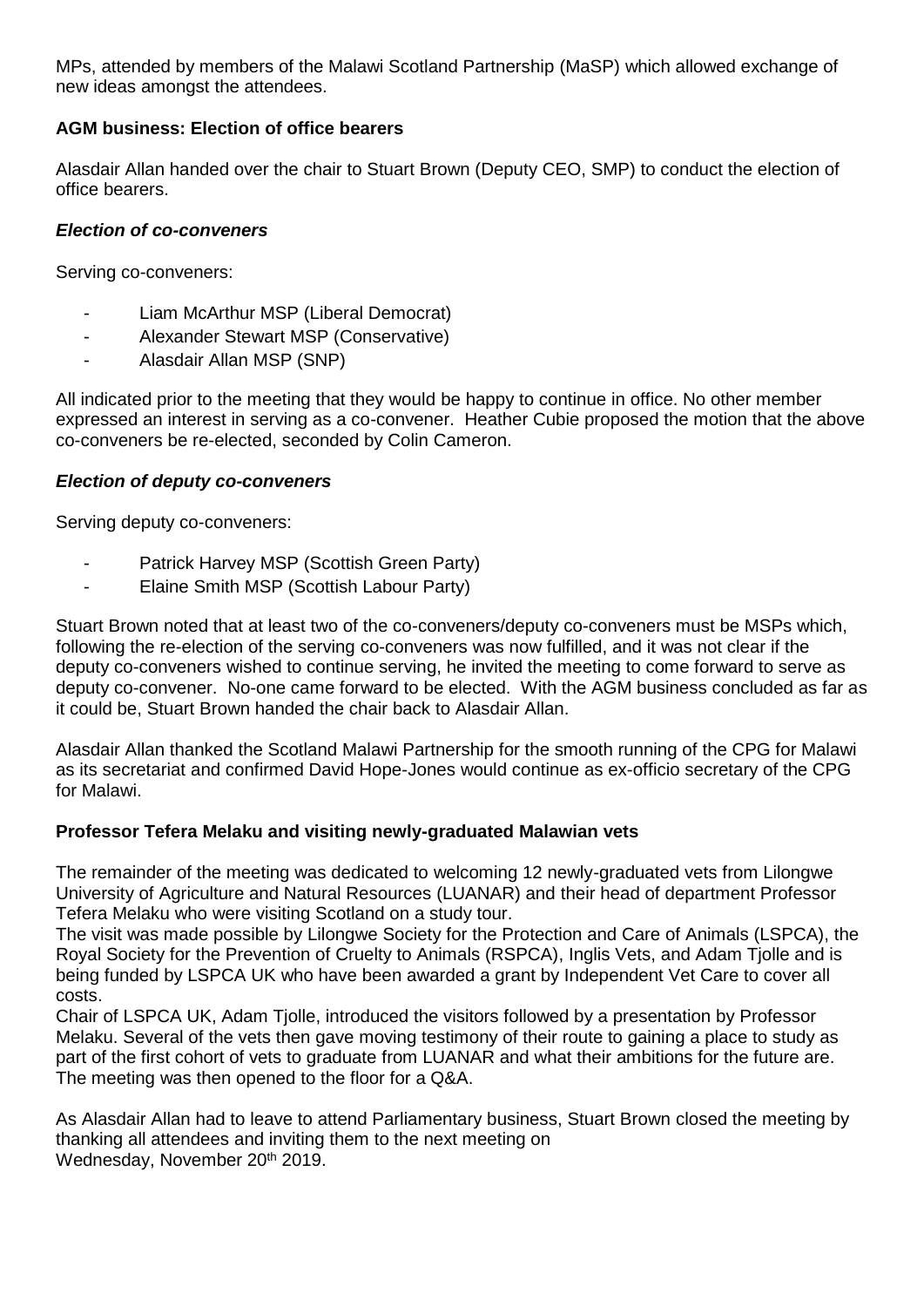MPs, attended by members of the Malawi Scotland Partnership (MaSP) which allowed exchange of new ideas amongst the attendees.

**AGM business: Election of office bearers**

Alasdair Allan handed over the chair to Stuart Brown (Deputy CEO, SMP) to conduct the election of office bearers.

***Election of co-conveners***

Serving co-conveners:

- Liam McArthur MSP (Liberal Democrat)
- Alexander Stewart MSP (Conservative)
- Alasdair Allan MSP (SNP)

All indicated prior to the meeting that they would be happy to continue in office. No other member expressed an interest in serving as a co-convener. Heather Cubie proposed the motion that the above co-conveners be re-elected, seconded by Colin Cameron.

***Election of deputy co-conveners***

Serving deputy co-conveners:

- Patrick Harvey MSP (Scottish Green Party)
- Elaine Smith MSP (Scottish Labour Party)

Stuart Brown noted that at least two of the co-conveners/deputy co-conveners must be MSPs which, following the re-election of the serving co-conveners was now fulfilled, and it was not clear if the deputy co-conveners wished to continue serving, he invited the meeting to come forward to serve as deputy co-convener. No-one came forward to be elected. With the AGM business concluded as far as it could be, Stuart Brown handed the chair back to Alasdair Allan.

Alasdair Allan thanked the Scotland Malawi Partnership for the smooth running of the CPG for Malawi as its secretariat and confirmed David Hope-Jones would continue as ex-officio secretary of the CPG for Malawi.

**Professor Tefera Melaku and visiting newly-graduated Malawian vets**

The remainder of the meeting was dedicated to welcoming 12 newly-graduated vets from Lilongwe University of Agriculture and Natural Resources (LUANAR) and their head of department Professor Tefera Melaku who were visiting Scotland on a study tour.

The visit was made possible by Lilongwe Society for the Protection and Care of Animals (LSPCA), the Royal Society for the Prevention of Cruelty to Animals (RSPCA), Inglis Vets, and Adam Tjolle and is being funded by LSPCA UK who have been awarded a grant by Independent Vet Care to cover all costs.

Chair of LSPCA UK, Adam Tjolle, introduced the visitors followed by a presentation by Professor Melaku. Several of the vets then gave moving testimony of their route to gaining a place to study as part of the first cohort of vets to graduate from LUANAR and what their ambitions for the future are. The meeting was then opened to the floor for a Q&A.

As Alasdair Allan had to leave to attend Parliamentary business, Stuart Brown closed the meeting by thanking all attendees and inviting them to the next meeting on Wednesday, November 20th 2019.